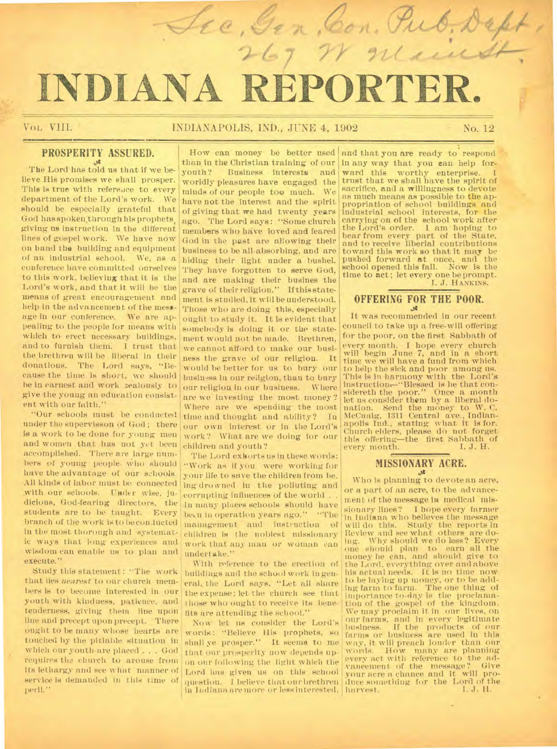Sec, Gen. Con. Pub. Dept, 267 W Main St.

# INDIANA REPORTER.

VOL. VIII. INDIANAPOLIS, IND., JUNE 4, 1902 No. 12

## PROSPERITY ASSURED.

The Lord has told us that if we believe His promises we shall prosper. This is true with reference to every department of the Lord's work. We should be especially grateful that God has spoken through his prophets, giving us instruction in the different lines of gospel work. We have now on hand the building and equipment of an industrial school. We, as a conference have committed ourselves to this work, believing that it is the Lord's work, and that it will be the means of great encouragement and help in the advancement of the message in our conference. We are appealing to the people for means with which to erect necessary buildings, and to furnish them. I trust that the brethren will be liberal in their donations. The Lord says, "Because the time is short, we should be in earnest and work zealously to give the young an education consistent with our faith."

"Our schools must be conducted under the supervisson of God; there is a work to be done for young men and women that has not yet been accomplished. There are large numbers of young people who should have the advantage of our schools. All kinds of labor must be connected with our schools. Under wise, judicious, God-fearing directors, the students are to be taught. Every branch of the work is to be conducted in the most thorough and systematic ways that long experiences and wisdom can enable us to plan and execute."

Study this statement: "The work that lies *nearest* to our church members is to become interested in our youth with kindness, patience, and tenderness, giving them line upon line and precept upon precept. There ought to be many whose hearts are touched by the pitiable situation in which our youth are placed . . . God requires the church to arouse from its lethargy and see what manner of service is demanded in this time of peril."

How can money be better used than in the Christian training of our youth? Business interests and worldly pleasures have engaged the minds of our people too much. We have not the interest and the spirit of giving that we had twenty years ago. The Lord says: "Some church members who have loved and feared God in the past are allowing their business to be all-absorbing, and are hiding their light under a bushel. They have forgotten to serve God, and are making their busines the grave of their religion." If this statement is studied, it will be understood. Those who are doing this, especially ought to study it. It is evident that somebody is doing it or the statement would not be made. Brethren, we cannot afford to make our business the grave of our religion. It would be better for us to bury our business in our religion, than to bury our religion in our business. Where are we investing the most money? Where are we spending the most time and thought and ability? In our own interest or in the Lord's work? What are we doing for our children and youth?

The Lord exhorts us in these words: "Work as if you were working for your life to save the children from being drowned in the polluting and corrupting influences of the world . . In many places schools should have been in operation years ago." "The management and instruction of children is the noblest missionary work that any man or woman can undertake."

With reference to the erection of buildings and the school work in general, the Lord says, "Let all share the expense; let the church see that those who ought to receive its benefits are attending the school."

Now let us consider the Lord's words: "Believe His prophets, so shall ye prosper." It seems to me that our prosperity now depends upon our following the light which the Lord has given us on this school question. I believe that our brethren in Indiana are more or less interested, and that you are ready to respond in any way that you can help forward this worthy enterprise. I trust that we shall have the spirit of sacrifice, and a willingness to devote as much means as possible to the appropriation of school buildings and industrial school interests, for the carrying on of the school work after the Lord's order. I am hoping to hear from every part of the State, and to receive liberal contributions toward this work so that it may be pushed forward at once, and the school opened this fall. Now is the time to act; let every one be prompt.

I. J. HANKINS.

## OFFERING FOR THE POOR.

It was recommended in our recent council to take up a free-will offering for the poor, on the first Sabbath of every month. I hope every church will begin June 7, and in a short time we will have a fund from which to help the sick and poor among us. This is in harmony with the Lord's instruction—"Blessed is he that considereth the poor." Once a month let us consider them by a liberal donation. Send the money to W. C. McCuaig, 1311 Central ave., Indianapolis Ind., stating what it is for. Church elders, please do not forget this offering—the first Sabbath of every month.

I. J. H.

## MISSIONARY ACRE.

Who is planning to devote an acre, or a part of an acre, to the advancement of the message in medical missionary lines? I hope every farmer in Indiana who believes the message will do this. Study the reports in Review and see what others are doing. Why should we do less? Every one should plan to earn all the money he can, and should give to the Lord, everything over and above his actual needs. It is no time now to be laying up money, or to be adding farm to farm. The one thing of importance to-day is the proclamation of the gospel of the kingdom. We may proclaim it in our lives, on our farms, and in every legitimate business. If the products of our farms or business are used in this way, it will preach louder than our words. How many are planning every act with reference to the advancement of the message? Give your acre a chance and it will produce something for the Lord of the harvest.

I. J. H.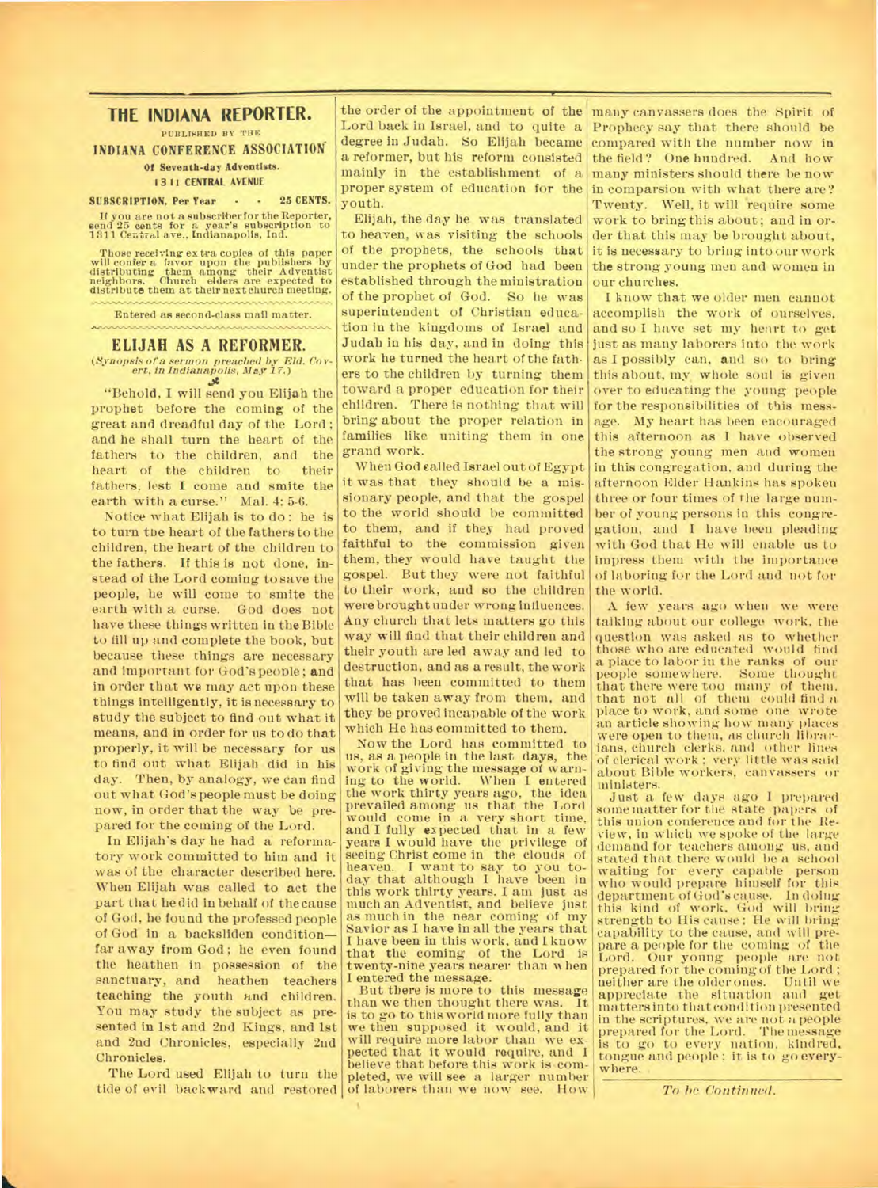# THE INDIANA REPORTER.

PUBLISHED BY THE

**INDIANA CONFERENCE ASSOCIATION**

**Of Seventh-day Adventists.**

**1311 CENTRAL AVENUE**

**SUBSCRIPTION, Per Year - - 25 CENTS.**

If you are not a subscriber for the Reporter, send 25 cents for a year's subscription to 1311 Central ave., Indianapolis, Ind.

Those receiving extra copies of this paper will confer a favor upon the publishers by distributing them among their Adventist neighbors. Church elders are expected to distribute them at their next church meeting.

Entered as second-class mail matter.

## ELIJAH AS A REFORMER.

(*Synopsis of a sermon preached by Eld. Covert, in Indianapolis, May 17.*)

"Behold, I will send you Elijah the prophet before the coming of the great and dreadful day of the Lord; and he shall turn the heart of the fathers to the children, and the heart of the children to their fathers, lest I come and smite the earth with a curse." Mal. 4: 5-6.

Notice what Elijah is to do: he is to turn the heart of the fathers to the children, the heart of the children to the fathers. If this is not done, instead of the Lord coming to save the people, he will come to smite the earth with a curse. God does not have these things written in the Bible to fill up and complete the book, but because these things are necessary and important for God's people; and in order that we may act upon these things intelligently, it is necessary to study the subject to find out what it means, and in order for us to do that properly, it will be necessary for us to find out what Elijah did in his day. Then, by analogy, we can find out what God's people must be doing now, in order that the way be prepared for the coming of the Lord.

In Elijah's day he had a reformatory work committed to him and it was of the character described here. When Elijah was called to act the part that he did in behalf of the cause of God, he found the professed people of God in a backslidden condition—far away from God; he even found the heathen in possession of the sanctuary, and heathen teachers teaching the youth and children. You may study the subject as presented in 1st and 2nd Kings, and 1st and 2nd Chronicles, especially 2nd Chronicles.

The Lord used Elijah to turn the tide of evil backward and restored the order of the appointment of the Lord back in Israel, and to quite a degree in Judah. So Elijah became a reformer, but his reform consisted mainly in the establishment of a proper system of education for the youth.

Elijah, the day he was translated to heaven, was visiting the schools of the prophets, the schools that under the prophets of God had been established through the ministration of the prophet of God. So he was superintendent of Christian education in the kingdoms of Israel and Judah in his day, and in doing this work he turned the heart of the fathers to the children by turning them toward a proper education for their children. There is nothing that will bring about the proper relation in families like uniting them in one grand work.

When God called Israel out of Egypt it was that they should be a missionary people, and that the gospel to the world should be committed to them, and if they had proved faithful to the commission given them, they would have taught the gospel. But they were not faithful to their work, and so the children were brought under wrong influences. Any church that lets matters go this way will find that their children and their youth are led away and led to destruction, and as a result, the work that has been committed to them will be taken away from them, and they be proved incapable of the work which He has committed to them.

Now the Lord has committed to us, as a people in the last days, the work of giving the message of warning to the world. When I entered the work thirty years ago, the idea prevailed among us that the Lord would come in a very short time, and I fully expected that in a few years I would have the privilege of seeing Christ come in the clouds of heaven. I want to say to you today that although I have been in this work thirty years, I am just as much an Adventist, and believe just as much in the near coming of my Savior as I have in all the years that I have been in this work, and I know that the coming of the Lord is twenty-nine years nearer than when I entered the message.

But there is more to this message than we then thought there was. It is to go to this world more fully than we then supposed it would, and it will require more labor than we expected that it would require, and I believe that before this work is completed, we will see a larger number of laborers than we now see. How many canvassers does the Spirit of Prophecy say that there should be compared with the number now in the field? One hundred. And how many ministers should there be now in comparsion with what there are? Twenty. Well, it will require some work to bring this about; and in order that this may be brought about, it is necessary to bring into our work the strong young men and women in our churches.

I know that we older men cannot accomplish the work of ourselves, and so I have set my heart to get just as many laborers into the work as I possibly can, and so to bring this about, my whole soul is given over to educating the young people for the responsibilities of this message. My heart has been encouraged this afternoon as I have observed the strong young men and women in this congregation, and during the afternoon Elder Hankins has spoken three or four times of the large number of young persons in this congregation, and I have been pleading with God that He will enable us to impress them with the importance of laboring for the Lord and not for the world.

A few years ago when we were talking about our college work, the question was asked as to whether those who are educated would find a place to labor in the ranks of our people somewhere. Some thought that there were too many of them, that not all of them could find a place to work, and some one wrote an article showing how many places were open to them, as church librarians, church clerks, and other lines of clerical work; very little was said about Bible workers, canvassers or ministers.

Just a few days ago I prepared some matter for the state papers of this union conference and for the Review, in which we spoke of the large demand for teachers among us, and stated that there would be a school waiting for every capable person who would prepare himself for this department of God's cause. In doing this kind of work, God will bring strength to His cause; He will bring capability to the cause, and will prepare a people for the coming of the Lord. Our young people are not prepared for the coming of the Lord; neither are the older ones. Until we appreciate the situation and get matters into that condition presented in the scriptures, we are not a people prepared for the Lord. The message is to go to every nation, kindred, tongue and people; it is to go everywhere.

*To be Continued.*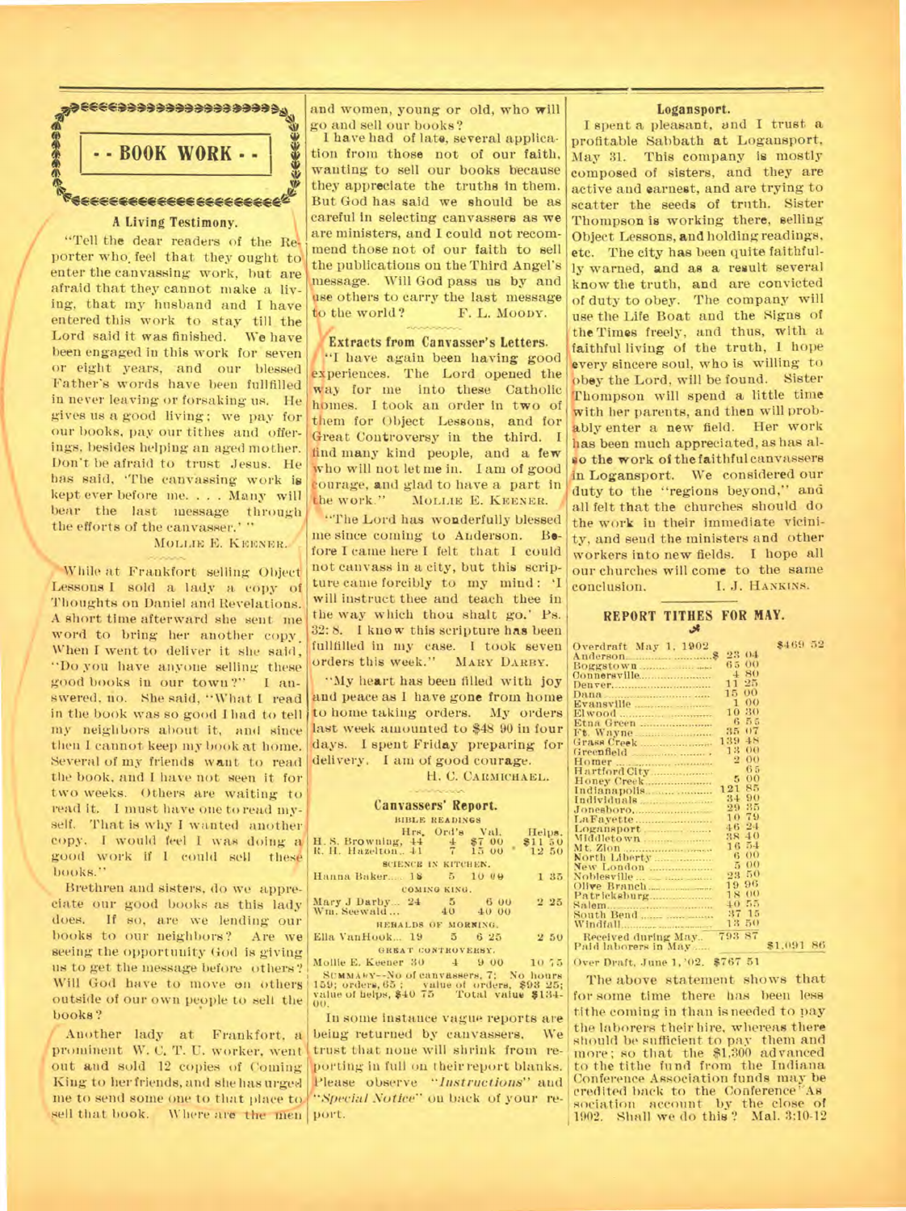## BOOK WORK

### A Living Testimony.

"Tell the dear readers of the Reporter who feel that they ought to enter the canvassing work, but are afraid that they cannot make a living, that my husband and I have entered this work to stay till the Lord said it was finished. We have been engaged in this work for seven or eight years, and our blessed Father's words have been fullfilled in never leaving or forsaking us. He gives us a good living; we pay for our books, pay our tithes and offerings, besides helping an aged mother. Don't be afraid to trust Jesus. He has said, 'The canvassing work is kept ever before me. . . . Many will bear the last message through the efforts of the canvasser.' "

MOLLIE E. KEENER.

While at Frankfort selling Object Lessons I sold a lady a copy of Thoughts on Daniel and Revelations. A short time afterward she sent me word to bring her another copy. When I went to deliver it she said, "Do you have anyone selling these good books in our town?" I answered, no. She said, "What I read in the book was so good I had to tell my neighbors about it, and since then I cannot keep my book at home. Several of my friends want to read the book, and I have not seen it for two weeks. Others are waiting to read it. I must have one to read myself. That is why I wanted another copy. I would feel I was doing a good work if I could sell these books."

Brethren and sisters, do we appreciate our good books as this lady does. If so, are we lending our books to our neighbors? Are we seeing the opportunity God is giving us to get the message before others? Will God have to move on others outside of our own people to sell the books?

Another lady at Frankfort, a prominent W. C. T. U. worker, went out and sold 12 copies of Coming King to her friends, and she has urged me to send some one to that place to sell that book. Where are the men and women, young or old, who will go and sell our books?

I have had of late, several application from those not of our faith, wanting to sell our books because they appreciate the truths in them. But God has said we should be as careful in selecting canvassers as we are ministers, and I could not recommend those not of our faith to sell the publications on the Third Angel's message. Will God pass us by and use others to carry the last message to the world?

F. L. MOODY.

### Extracts from Canvasser's Letters.

"I have again been having good experiences. The Lord opened the way for me into these Catholic homes. I took an order in two of them for Object Lessons, and for Great Controversy in the third. I find many kind people, and a few who will not let me in. I am of good courage, and glad to have a part in the work."

MOLLIE E. KEENER.

"The Lord has wonderfully blessed me since coming to Anderson. Before I came here I felt that I could not canvass in a city, but this scripture came forcibly to my mind: 'I will instruct thee and teach thee in the way which thou shalt go.' Ps. 32:8. I know this scripture has been fullfilled in my case. I took seven orders this week."

MARY DARBY.

"My heart has been filled with joy and peace as I have gone from home to home taking orders. My orders last week amounted to $48 90 in four days. I spent Friday preparing for delivery. I am of good courage.

H. C. CARMICHAEL.

### Canvassers' Report.

| | Hrs. | Ord's | Val. | Helps. |
|---|---|---|---|---|
| BIBLE READINGS | | | | |
| H. S. Browning | 44 | 4 | $7 00 | $11 50 |
| R. H. Hazelton | 41 | 7 | 15 00 | 12 50 |
| SCIENCE IN KITCHEN. | | | | |
| Hanna Baker | 18 | 5 | 10 00 | 1 35 |
| COMING KING. | | | | |
| Mary J Darby | 24 | 5 | 6 00 | 2 25 |
| Wm. Seewald | | 40 | 40 00 | |
| HERALDS OF MORNING. | | | | |
| Ella VanHook | 19 | 5 | 6 25 | 2 50 |
| GREAT CONTROVERSY. | | | | |
| Mollie E. Keener | 30 | 4 | 9 00 | 10 75 |

SUMMARY—No of canvassers, 7; No hours 159; orders, 65; value of orders, $93 25; value of helps, $40 75 Total value $134-00.

In some instance vague reports are being returned by canvassers. We trust that none will shrink from reporting in full on their report blanks. Please observe "*Instructions*" and "*Special Notice*" on back of your report.

### Logansport.

I spent a pleasant, and I trust a profitable Sabbath at Logansport, May 31. This company is mostly composed of sisters, and they are active and earnest, and are trying to scatter the seeds of truth. Sister Thompson is working there, selling Object Lessons, and holding readings, etc. The city has been quite faithfully warned, and as a result several know the truth, and are convicted of duty to obey. The company will use the Life Boat and the Signs of the Times freely, and thus, with a faithful living of the truth, I hope every sincere soul, who is willing to obey the Lord, will be found. Sister Thompson will spend a little time with her parents, and then will probably enter a new field. Her work has been much appreciated, as has also the work of the faithful canvassers in Logansport. We considered our duty to the "regions beyond," and all felt that the churches should do the work in their immediate vicinity, and send the ministers and other workers into new fields. I hope all our churches will come to the same conclusion.

I. J. HANKINS.

## REPORT TITHES FOR MAY.

| | | |
|---|---|---|
| Overdraft May 1, 1902 | | $469 52 |
| Anderson | $ 23 04 | |
| Boggstown | 65 00 | |
| Connersville | 4 80 | |
| Denver | 11 25 | |
| Dana | 15 00 | |
| Evansville | 1 00 | |
| Elwood | 10 30 | |
| Etna Green | 6 55 | |
| Ft. Wayne | 35 07 | |
| Grass Creek | 139 48 | |
| Greenfield | 13 00 | |
| Homer | 2 00 | |
| Hartford City | 65 | |
| Honey Creek | 5 00 | |
| Indianapolis | 121 85 | |
| Individuals | 34 90 | |
| Jonesboro | 29 35 | |
| LaFayette | 10 79 | |
| Logansport | 46 24 | |
| Middletown | 38 40 | |
| Mt. Zion | 16 54 | |
| North Liberty | 6 00 | |
| New London | 5 00 | |
| Noblesville | 23 50 | |
| Olive Branch | 19 96 | |
| Patricksburg | 18 00 | |
| Salem | 40 55 | |
| South Bend | 37 15 | |
| Windfall | 13 50 | |
| Received during May | 793 87 | |
| Paid laborers in May | | $1,091 86 |
| Over Draft, June 1, '02. | $767 51 | |

The above statement shows that for some time there has been less tithe coming in than is needed to pay the laborers their hire, whereas there should be sufficient to pay them and more; so that the $1,300 advanced to the tithe fund from the Indiana Conference Association funds may be credited back to the Conference Association account by the close of 1902. Shall we do this? Mal. 3:10-12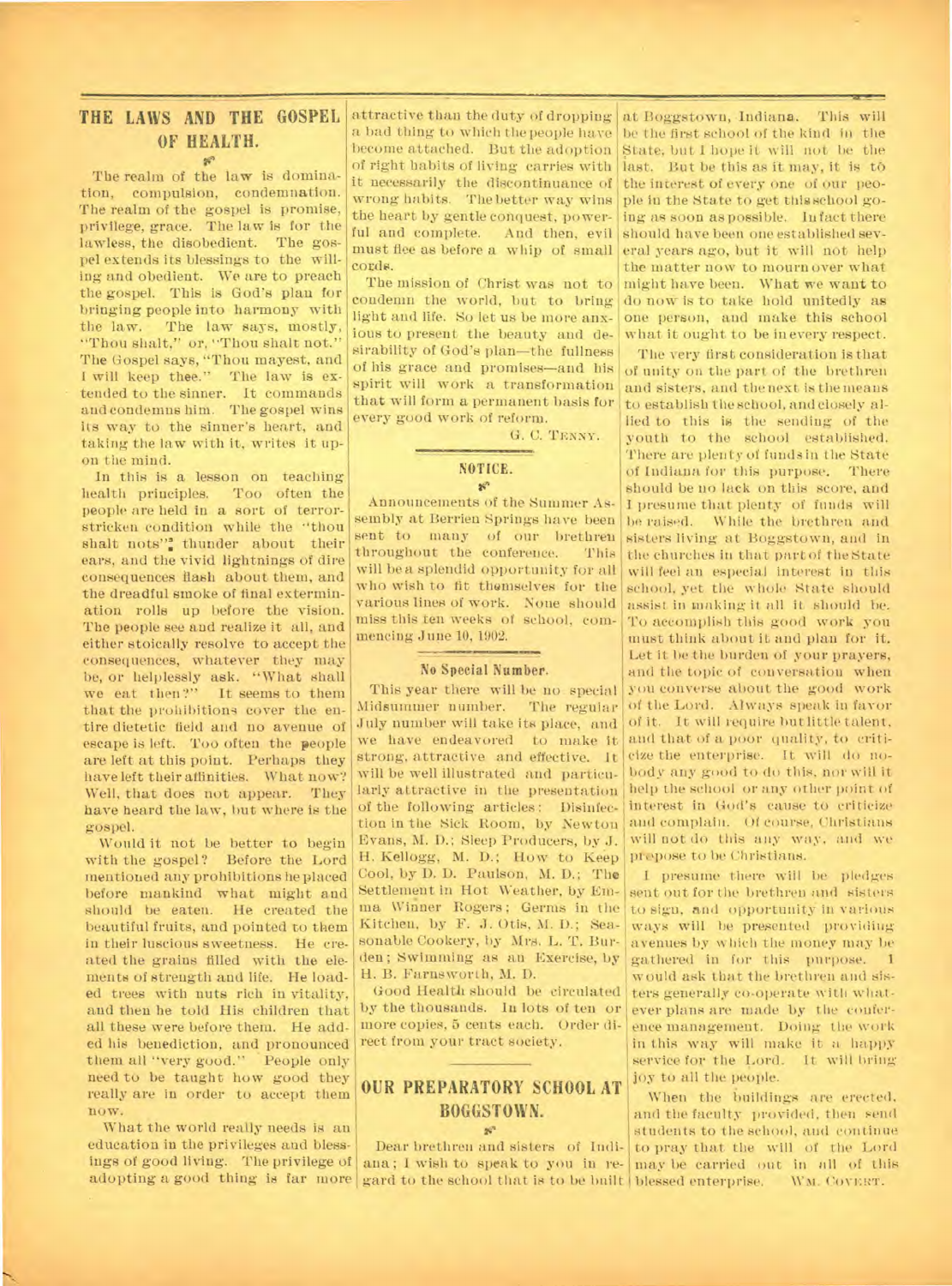## THE LAWS AND THE GOSPEL OF HEALTH.

The realm of the law is domination, compulsion, condemnation. The realm of the gospel is promise, privilege, grace. The law is for the lawless, the disobedient. The gospel extends its blessings to the willing and obedient. We are to preach the gospel. This is God's plan for bringing people into harmony with the law. The law says, mostly, "Thou shalt," or, "Thou shalt not." The Gospel says, "Thou mayest, and I will keep thee." The law is extended to the sinner. It commands and condemns him. The gospel wins its way to the sinner's heart, and taking the law with it, writes it upon the mind.

In this is a lesson on teaching health principles. Too often the people are held in a sort of terror-stricken condition while the "thou shalt nots" thunder about their ears, and the vivid lightnings of dire consequences flash about them, and the dreadful smoke of final extermination rolls up before the vision. The people see and realize it all, and either stoically resolve to accept the consequences, whatever they may be, or helplessly ask. "What shall we eat then?" It seems to them that the prohibitions cover the entire dietetic field and no avenue of escape is left. Too often the people are left at this point. Perhaps they have left their affinities. What now? Well, that does not appear. They have heard the law, but where is the gospel.

Would it not be better to begin with the gospel? Before the Lord mentioned any prohibitions he placed before mankind what might and should be eaten. He created the beautiful fruits, and pointed to them in their luscious sweetness. He created the grains filled with the elements of strength and life. He loaded trees with nuts rich in vitality, and then he told His children that all these were before them. He added his benediction, and pronounced them all "very good." People only need to be taught how good they really are in order to accept them now.

What the world really needs is an education in the privileges and blessings of good living. The privilege of adopting a good thing is far more attractive than the duty of dropping a bad thing to which the people have become attached. But the adoption of right habits of living carries with it necessarily the discontinuance of wrong habits. The better way wins the heart by gentle conquest, powerful and complete. And then, evil must flee as before a whip of small cords.

The mission of Christ was not to condemn the world, but to bring light and life. So let us be more anxious to present the beauty and desirability of God's plan—the fullness of his grace and promises—and his spirit will work a transformation that will form a permanent basis for every good work of reform.

G. C. TENNY.

### NOTICE.

Announcements of the Summer Assembly at Berrien Springs have been sent to many of our brethren throughout the conference. This will be a splendid opportunity for all who wish to fit themselves for the various lines of work. None should miss this ten weeks of school, commencing June 10, 1902.

### No Special Number.

This year there will be no special Midsummer number. The regular July number will take its place, and we have endeavored to make it strong, attractive and effective. It will be well illustrated and particularly attractive in the presentation of the following articles: Disinfection in the Sick Room, by Newton Evans, M. D.; Sleep Producers, by J. H. Kellogg, M. D.; How to Keep Cool, by D. D. Paulson, M. D.; The Settlement in Hot Weather, by Emma Winner Rogers; Germs in the Kitchen, by F. J. Otis, M. D.; Seasonable Cookery, by Mrs. L. T. Burden; Swimming as an Exercise, by H. B. Farnsworth, M. D.

Good Health should be circulated by the thousands. In lots of ten or more copies, 5 cents each. Order direct from your tract society.

## OUR PREPARATORY SCHOOL AT BOGGSTOWN.

Dear brethren and sisters of Indiana; I wish to speak to you in regard to the school that is to be built at Boggstown, Indiana. This will be the first school of the kind in the State, but I hope it will not be the last. But be this as it may, it is to the interest of every one of our people in the State to get this school going as soon as possible. In fact there should have been one established several years ago, but it will not help the matter now to mourn over what might have been. What we want to do now is to take hold unitedly as one person, and make this school what it ought to be in every respect.

The very first consideration is that of unity on the part of the brethren and sisters, and the next is the means to establish the school, and closely allied to this is the sending of the youth to the school established. There are plenty of funds in the State of Indiana for this purpose. There should be no lack on this score, and I presume that plenty of funds will be raised. While the brethren and sisters living at Boggstown, and in the churches in that part of the State will feel an especial interest in this school, yet the whole State should assist in making it all it should be. To accomplish this good work you must think about it and plan for it. Let it be the burden of your prayers, and the topic of conversation when you converse about the good work of the Lord. Always speak in favor of it. It will require but little talent, and that of a poor quality, to criticize the enterprise. It will do nobody any good to do this, nor will it help the school or any other point of interest in God's cause to criticize and complain. Of course, Christians will not do this any way, and we propose to be Christians.

I presume there will be pledges sent out for the brethren and sisters to sign, and opportunity in various ways will be presented providing avenues by which the money may be gathered in for this purpose. I would ask that the brethren and sisters generally co-operate with whatever plans are made by the conference management. Doing the work in this way will make it a happy service for the Lord. It will bring joy to all the people.

When the buildings are erected, and the faculty provided, then send students to the school, and continue to pray that the will of the Lord may be carried out in all of this blessed enterprise.

WM. COVERT.